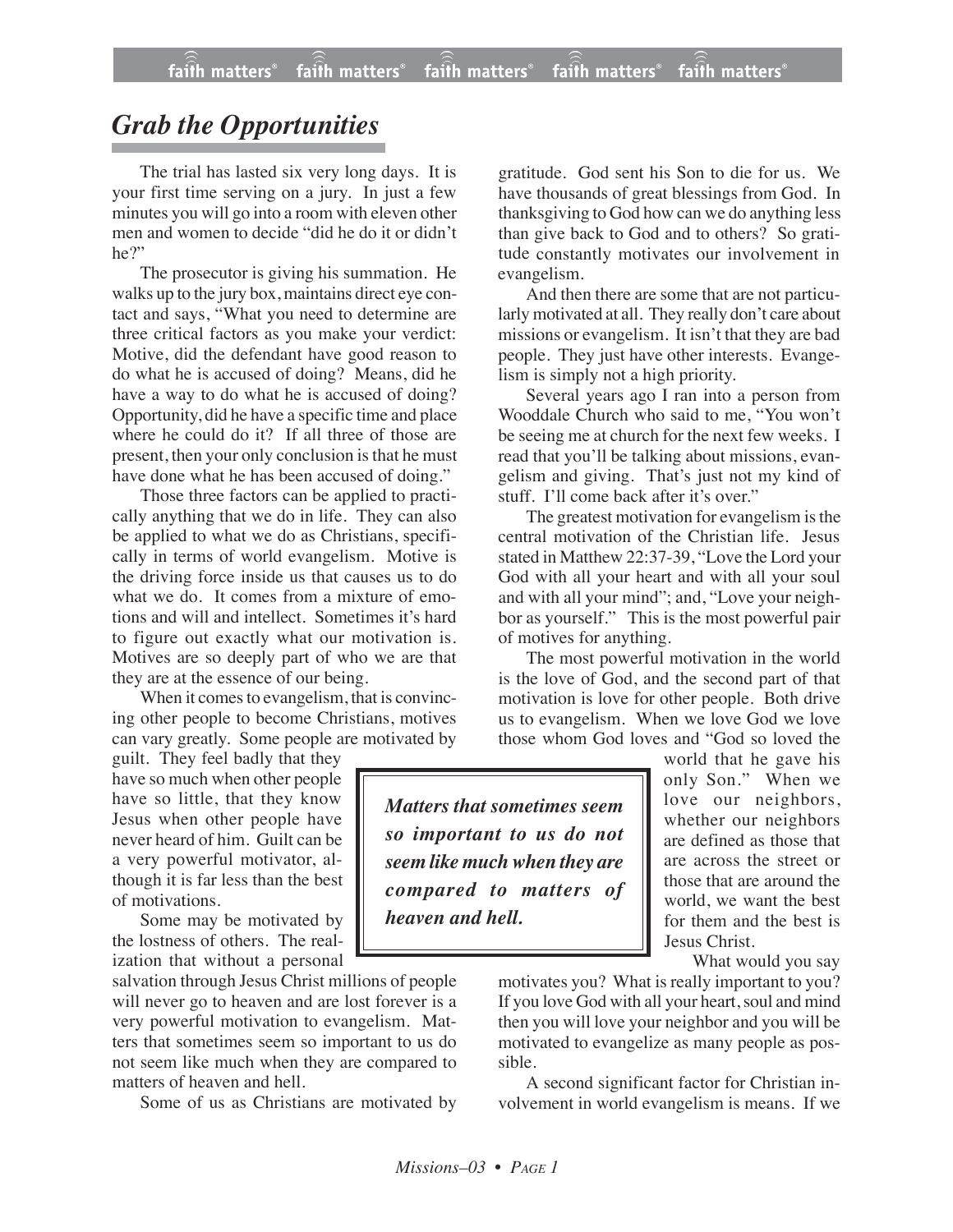# *Grab the Opportunities*

The trial has lasted six very long days. It is your first time serving on a jury. In just a few minutes you will go into a room with eleven other men and women to decide "did he do it or didn't he?"

The prosecutor is giving his summation. He walks up to the jury box, maintains direct eye contact and says, "What you need to determine are three critical factors as you make your verdict: Motive, did the defendant have good reason to do what he is accused of doing? Means, did he have a way to do what he is accused of doing? Opportunity, did he have a specific time and place where he could do it? If all three of those are present, then your only conclusion is that he must have done what he has been accused of doing."

Those three factors can be applied to practically anything that we do in life. They can also be applied to what we do as Christians, specifically in terms of world evangelism. Motive is the driving force inside us that causes us to do what we do. It comes from a mixture of emotions and will and intellect. Sometimes it's hard to figure out exactly what our motivation is. Motives are so deeply part of who we are that they are at the essence of our being.

When it comes to evangelism, that is convincing other people to become Christians, motives can vary greatly. Some people are motivated by guilt. They feel badly that they have so much when other people have so little, that they know Jesus when other people have never heard of him. Guilt can be a very powerful motivator, although it is far less than the best of motivations.

Some may be motivated by the lostness of others. The realization that without a personal salvation through Jesus Christ millions of people will never go to heaven and are lost forever is a very powerful motivation to evangelism. Matters that sometimes seem so important to us do not seem like much when they are compared to matters of heaven and hell.

Some of us as Christians are motivated by gratitude. God sent his Son to die for us. We have thousands of great blessings from God. In thanksgiving to God how can we do anything less than give back to God and to others? So gratitude constantly motivates our involvement in evangelism.

And then there are some that are not particularly motivated at all. They really don't care about missions or evangelism. It isn't that they are bad people. They just have other interests. Evangelism is simply not a high priority.

Several years ago I ran into a person from Wooddale Church who said to me, "You won't be seeing me at church for the next few weeks. I read that you'll be talking about missions, evangelism and giving. That's just not my kind of stuff. I'll come back after it's over."

The greatest motivation for evangelism is the central motivation of the Christian life. Jesus stated in Matthew 22:37-39, "Love the Lord your God with all your heart and with all your soul and with all your mind"; and, "Love your neighbor as yourself." This is the most powerful pair of motives for anything.

The most powerful motivation in the world is the love of God, and the second part of that motivation is love for other people. Both drive us to evangelism. When we love God we love those whom God loves and "God so loved the world that he gave his only Son." When we love our neighbors, whether our neighbors are defined as those that are across the street or those that are around the world, we want the best for them and the best is Jesus Christ.

> ***Matters that sometimes seem so important to us do not seem like much when they are compared to matters of heaven and hell.***

What would you say motivates you? What is really important to you? If you love God with all your heart, soul and mind then you will love your neighbor and you will be motivated to evangelize as many people as possible.

A second significant factor for Christian involvement in world evangelism is means. If we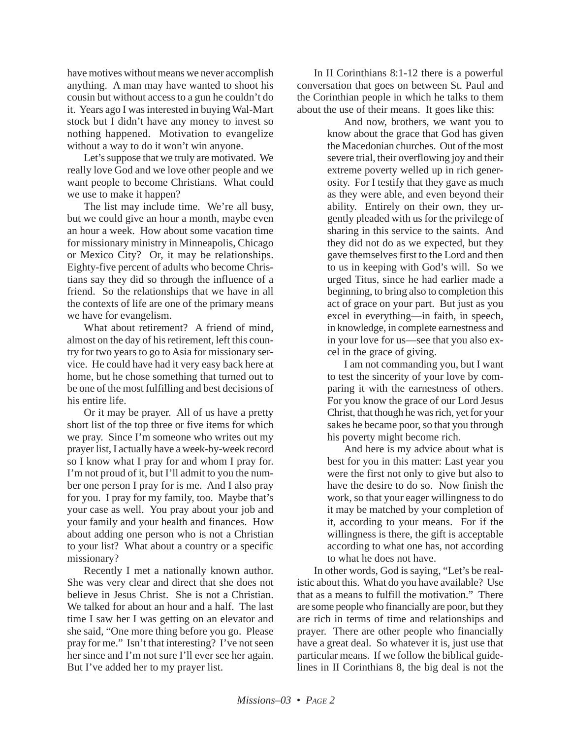have motives without means we never accomplish anything. A man may have wanted to shoot his cousin but without access to a gun he couldn't do it. Years ago I was interested in buying Wal-Mart stock but I didn't have any money to invest so nothing happened. Motivation to evangelize without a way to do it won't win anyone.

Let's suppose that we truly are motivated. We really love God and we love other people and we want people to become Christians. What could we use to make it happen?

The list may include time. We're all busy, but we could give an hour a month, maybe even an hour a week. How about some vacation time for missionary ministry in Minneapolis, Chicago or Mexico City? Or, it may be relationships. Eighty-five percent of adults who become Christians say they did so through the influence of a friend. So the relationships that we have in all the contexts of life are one of the primary means we have for evangelism.

What about retirement? A friend of mind, almost on the day of his retirement, left this country for two years to go to Asia for missionary service. He could have had it very easy back here at home, but he chose something that turned out to be one of the most fulfilling and best decisions of his entire life.

Or it may be prayer. All of us have a pretty short list of the top three or five items for which we pray. Since I'm someone who writes out my prayer list, I actually have a week-by-week record so I know what I pray for and whom I pray for. I'm not proud of it, but I'll admit to you the number one person I pray for is me. And I also pray for you. I pray for my family, too. Maybe that's your case as well. You pray about your job and your family and your health and finances. How about adding one person who is not a Christian to your list? What about a country or a specific missionary?

Recently I met a nationally known author. She was very clear and direct that she does not believe in Jesus Christ. She is not a Christian. We talked for about an hour and a half. The last time I saw her I was getting on an elevator and she said, "One more thing before you go. Please pray for me." Isn't that interesting? I've not seen her since and I'm not sure I'll ever see her again. But I've added her to my prayer list.

In II Corinthians 8:1-12 there is a powerful conversation that goes on between St. Paul and the Corinthian people in which he talks to them about the use of their means. It goes like this:

> And now, brothers, we want you to know about the grace that God has given the Macedonian churches. Out of the most severe trial, their overflowing joy and their extreme poverty welled up in rich generosity. For I testify that they gave as much as they were able, and even beyond their ability. Entirely on their own, they urgently pleaded with us for the privilege of sharing in this service to the saints. And they did not do as we expected, but they gave themselves first to the Lord and then to us in keeping with God's will. So we urged Titus, since he had earlier made a beginning, to bring also to completion this act of grace on your part. But just as you excel in everything—in faith, in speech, in knowledge, in complete earnestness and in your love for us—see that you also excel in the grace of giving.
>
> I am not commanding you, but I want to test the sincerity of your love by comparing it with the earnestness of others. For you know the grace of our Lord Jesus Christ, that though he was rich, yet for your sakes he became poor, so that you through his poverty might become rich.
>
> And here is my advice about what is best for you in this matter: Last year you were the first not only to give but also to have the desire to do so. Now finish the work, so that your eager willingness to do it may be matched by your completion of it, according to your means. For if the willingness is there, the gift is acceptable according to what one has, not according to what he does not have.

In other words, God is saying, "Let's be realistic about this. What do you have available? Use that as a means to fulfill the motivation." There are some people who financially are poor, but they are rich in terms of time and relationships and prayer. There are other people who financially have a great deal. So whatever it is, just use that particular means. If we follow the biblical guidelines in II Corinthians 8, the big deal is not the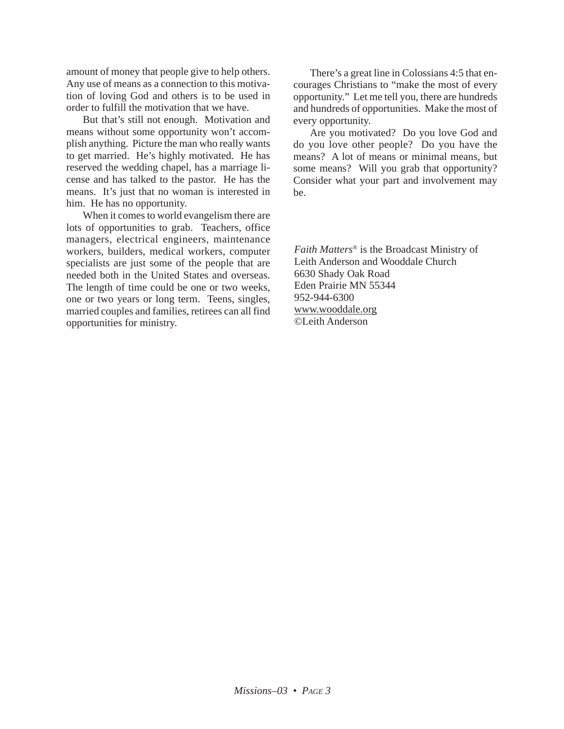amount of money that people give to help others. Any use of means as a connection to this motivation of loving God and others is to be used in order to fulfill the motivation that we have.

But that's still not enough. Motivation and means without some opportunity won't accomplish anything. Picture the man who really wants to get married. He's highly motivated. He has reserved the wedding chapel, has a marriage license and has talked to the pastor. He has the means. It's just that no woman is interested in him. He has no opportunity.

When it comes to world evangelism there are lots of opportunities to grab. Teachers, office managers, electrical engineers, maintenance workers, builders, medical workers, computer specialists are just some of the people that are needed both in the United States and overseas. The length of time could be one or two weeks, one or two years or long term. Teens, singles, married couples and families, retirees can all find opportunities for ministry.

There's a great line in Colossians 4:5 that encourages Christians to "make the most of every opportunity." Let me tell you, there are hundreds and hundreds of opportunities. Make the most of every opportunity.

Are you motivated? Do you love God and do you love other people? Do you have the means? A lot of means or minimal means, but some means? Will you grab that opportunity? Consider what your part and involvement may be.

*Faith Matters*® is the Broadcast Ministry of  
Leith Anderson and Wooddale Church  
6630 Shady Oak Road  
Eden Prairie MN 55344  
952-944-6300  
www.wooddale.org  
©Leith Anderson